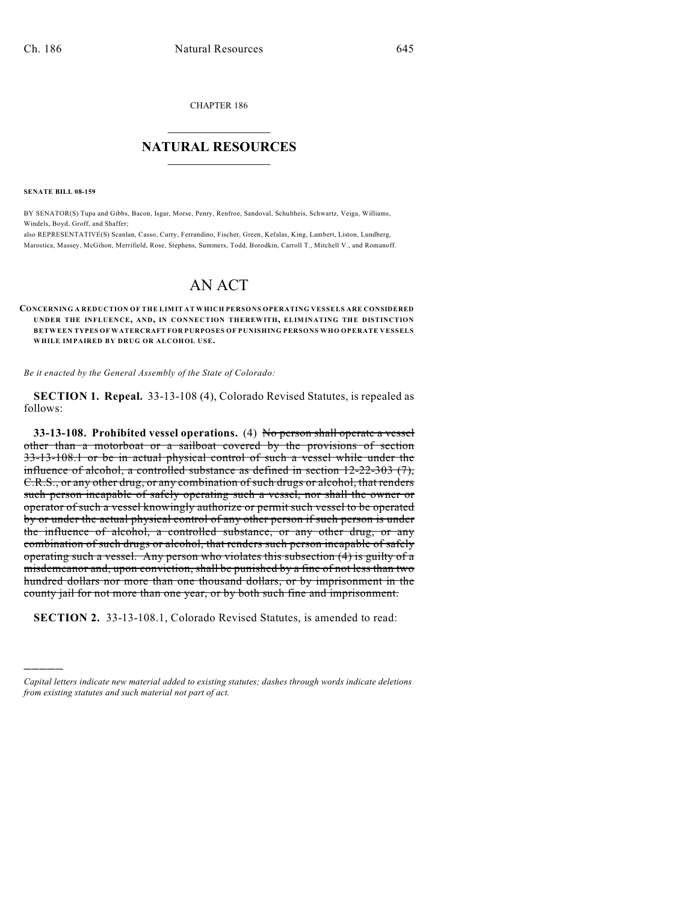CHAPTER 186

# NATURAL RESOURCES

**SENATE BILL 08-159**

BY SENATOR(S) Tupa and Gibbs, Bacon, Isgar, Morse, Penry, Renfroe, Sandoval, Schultheis, Schwartz, Veiga, Williams, Windels, Boyd, Groff, and Shaffer;
also REPRESENTATIVE(S) Scanlan, Casso, Curry, Ferrandino, Fischer, Green, Kefalas, King, Lambert, Liston, Lundberg, Marostica, Massey, McGihon, Merrifield, Rose, Stephens, Summers, Todd, Borodkin, Carroll T., Mitchell V., and Romanoff.

# AN ACT

**CONCERNING A REDUCTION OF THE LIMIT AT WHICH PERSONS OPERATING VESSELS ARE CONSIDERED UNDER THE INFLUENCE, AND, IN CONNECTION THEREWITH, ELIMINATING THE DISTINCTION BETWEEN TYPES OF WATERCRAFT FOR PURPOSES OF PUNISHING PERSONS WHO OPERATE VESSELS WHILE IMPAIRED BY DRUG OR ALCOHOL USE.**

*Be it enacted by the General Assembly of the State of Colorado:*

**SECTION 1. Repeal.** 33-13-108 (4), Colorado Revised Statutes, is repealed as follows:

**33-13-108. Prohibited vessel operations.** (4) ~~No person shall operate a vessel other than a motorboat or a sailboat covered by the provisions of section 33-13-108.1 or be in actual physical control of such a vessel while under the influence of alcohol, a controlled substance as defined in section 12-22-303 (7), C.R.S., or any other drug, or any combination of such drugs or alcohol, that renders such person incapable of safely operating such a vessel, nor shall the owner or operator of such a vessel knowingly authorize or permit such vessel to be operated by or under the actual physical control of any other person if such person is under the influence of alcohol, a controlled substance, or any other drug, or any combination of such drugs or alcohol, that renders such person incapable of safely operating such a vessel. Any person who violates this subsection (4) is guilty of a misdemeanor and, upon conviction, shall be punished by a fine of not less than two hundred dollars nor more than one thousand dollars, or by imprisonment in the county jail for not more than one year, or by both such fine and imprisonment.~~

**SECTION 2.** 33-13-108.1, Colorado Revised Statutes, is amended to read:

---

*Capital letters indicate new material added to existing statutes; dashes through words indicate deletions from existing statutes and such material not part of act.*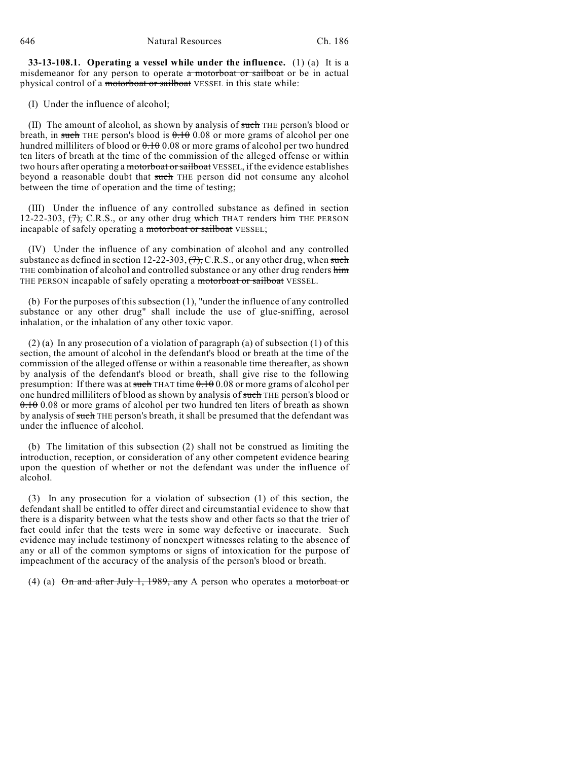**33-13-108.1. Operating a vessel while under the influence.** (1) (a) It is a misdemeanor for any person to operate ~~a motorboat or sailboat~~ or be in actual physical control of a ~~motorboat or sailboat~~ VESSEL in this state while:

(I) Under the influence of alcohol;

(II) The amount of alcohol, as shown by analysis of ~~such~~ THE person's blood or breath, in ~~such~~ THE person's blood is ~~0.10~~ 0.08 or more grams of alcohol per one hundred milliliters of blood or ~~0.10~~ 0.08 or more grams of alcohol per two hundred ten liters of breath at the time of the commission of the alleged offense or within two hours after operating a ~~motorboat or sailboat~~ VESSEL, if the evidence establishes beyond a reasonable doubt that ~~such~~ THE person did not consume any alcohol between the time of operation and the time of testing;

(III) Under the influence of any controlled substance as defined in section 12-22-303, ~~(7),~~ C.R.S., or any other drug ~~which~~ THAT renders ~~him~~ THE PERSON incapable of safely operating a ~~motorboat or sailboat~~ VESSEL;

(IV) Under the influence of any combination of alcohol and any controlled substance as defined in section 12-22-303, ~~(7),~~ C.R.S., or any other drug, when ~~such~~ THE combination of alcohol and controlled substance or any other drug renders ~~him~~ THE PERSON incapable of safely operating a ~~motorboat or sailboat~~ VESSEL.

(b) For the purposes of this subsection (1), "under the influence of any controlled substance or any other drug" shall include the use of glue-sniffing, aerosol inhalation, or the inhalation of any other toxic vapor.

(2) (a) In any prosecution of a violation of paragraph (a) of subsection (1) of this section, the amount of alcohol in the defendant's blood or breath at the time of the commission of the alleged offense or within a reasonable time thereafter, as shown by analysis of the defendant's blood or breath, shall give rise to the following presumption: If there was at ~~such~~ THAT time ~~0.10~~ 0.08 or more grams of alcohol per one hundred milliliters of blood as shown by analysis of ~~such~~ THE person's blood or ~~0.10~~ 0.08 or more grams of alcohol per two hundred ten liters of breath as shown by analysis of ~~such~~ THE person's breath, it shall be presumed that the defendant was under the influence of alcohol.

(b) The limitation of this subsection (2) shall not be construed as limiting the introduction, reception, or consideration of any other competent evidence bearing upon the question of whether or not the defendant was under the influence of alcohol.

(3) In any prosecution for a violation of subsection (1) of this section, the defendant shall be entitled to offer direct and circumstantial evidence to show that there is a disparity between what the tests show and other facts so that the trier of fact could infer that the tests were in some way defective or inaccurate. Such evidence may include testimony of nonexpert witnesses relating to the absence of any or all of the common symptoms or signs of intoxication for the purpose of impeachment of the accuracy of the analysis of the person's blood or breath.

(4) (a) ~~On and after July 1, 1989, any~~ A person who operates a ~~motorboat or~~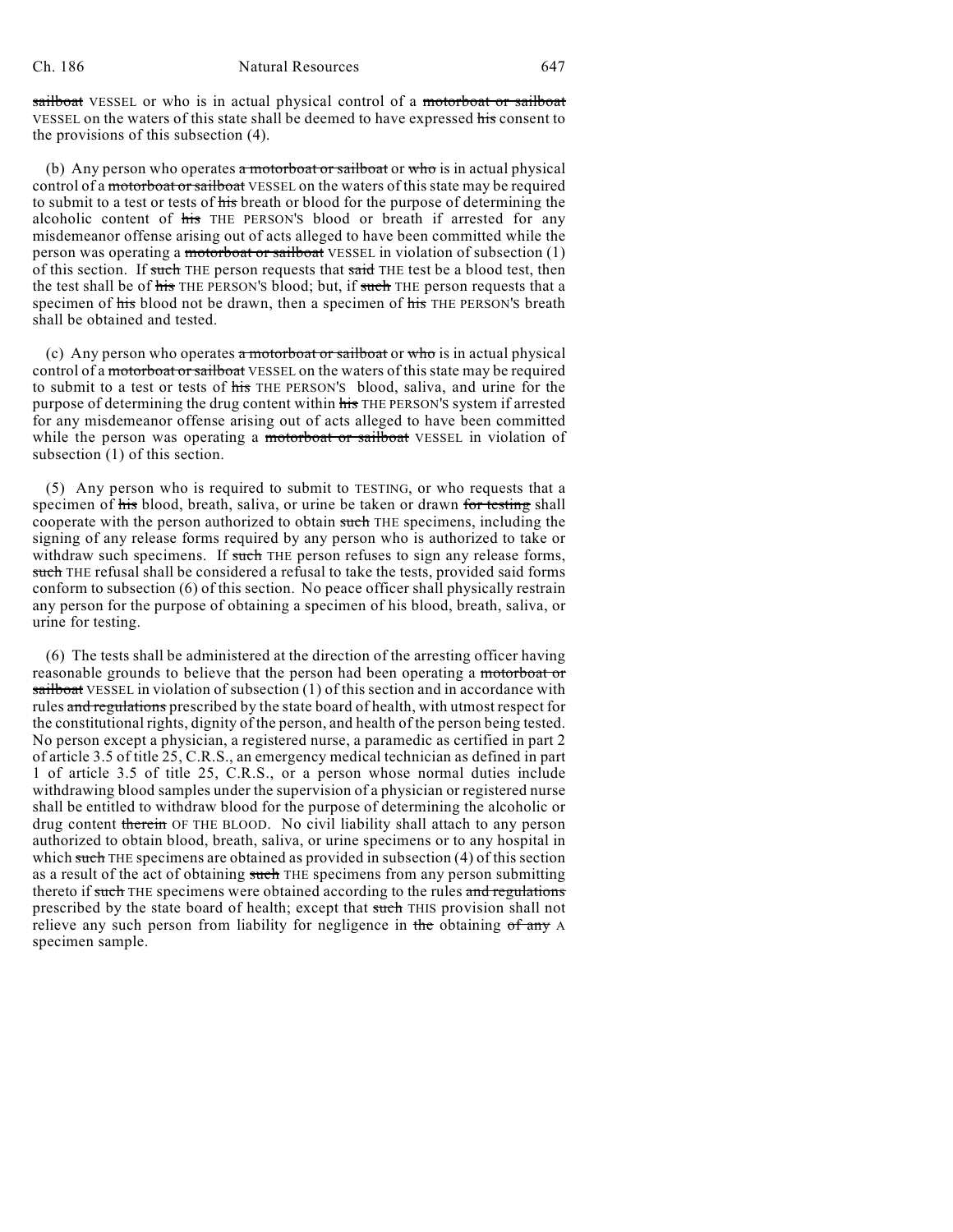sailboat VESSEL or who is in actual physical control of a motorboat or sailboat VESSEL on the waters of this state shall be deemed to have expressed his consent to the provisions of this subsection (4).

(b) Any person who operates a motorboat or sailboat or who is in actual physical control of a motorboat or sailboat VESSEL on the waters of this state may be required to submit to a test or tests of his breath or blood for the purpose of determining the alcoholic content of his THE PERSON'S blood or breath if arrested for any misdemeanor offense arising out of acts alleged to have been committed while the person was operating a motorboat or sailboat VESSEL in violation of subsection (1) of this section. If such THE person requests that said THE test be a blood test, then the test shall be of his THE PERSON'S blood; but, if such THE person requests that a specimen of his blood not be drawn, then a specimen of his THE PERSON'S breath shall be obtained and tested.

(c) Any person who operates a motorboat or sailboat or who is in actual physical control of a motorboat or sailboat VESSEL on the waters of this state may be required to submit to a test or tests of his THE PERSON'S blood, saliva, and urine for the purpose of determining the drug content within his THE PERSON'S system if arrested for any misdemeanor offense arising out of acts alleged to have been committed while the person was operating a motorboat or sailboat VESSEL in violation of subsection (1) of this section.

(5) Any person who is required to submit to TESTING, or who requests that a specimen of his blood, breath, saliva, or urine be taken or drawn for testing shall cooperate with the person authorized to obtain such THE specimens, including the signing of any release forms required by any person who is authorized to take or withdraw such specimens. If such THE person refuses to sign any release forms, such THE refusal shall be considered a refusal to take the tests, provided said forms conform to subsection (6) of this section. No peace officer shall physically restrain any person for the purpose of obtaining a specimen of his blood, breath, saliva, or urine for testing.

(6) The tests shall be administered at the direction of the arresting officer having reasonable grounds to believe that the person had been operating a motorboat or sailboat VESSEL in violation of subsection (1) of this section and in accordance with rules and regulations prescribed by the state board of health, with utmost respect for the constitutional rights, dignity of the person, and health of the person being tested. No person except a physician, a registered nurse, a paramedic as certified in part 2 of article 3.5 of title 25, C.R.S., an emergency medical technician as defined in part 1 of article 3.5 of title 25, C.R.S., or a person whose normal duties include withdrawing blood samples under the supervision of a physician or registered nurse shall be entitled to withdraw blood for the purpose of determining the alcoholic or drug content therein OF THE BLOOD. No civil liability shall attach to any person authorized to obtain blood, breath, saliva, or urine specimens or to any hospital in which such THE specimens are obtained as provided in subsection (4) of this section as a result of the act of obtaining such THE specimens from any person submitting thereto if such THE specimens were obtained according to the rules and regulations prescribed by the state board of health; except that such THIS provision shall not relieve any such person from liability for negligence in the obtaining of any A specimen sample.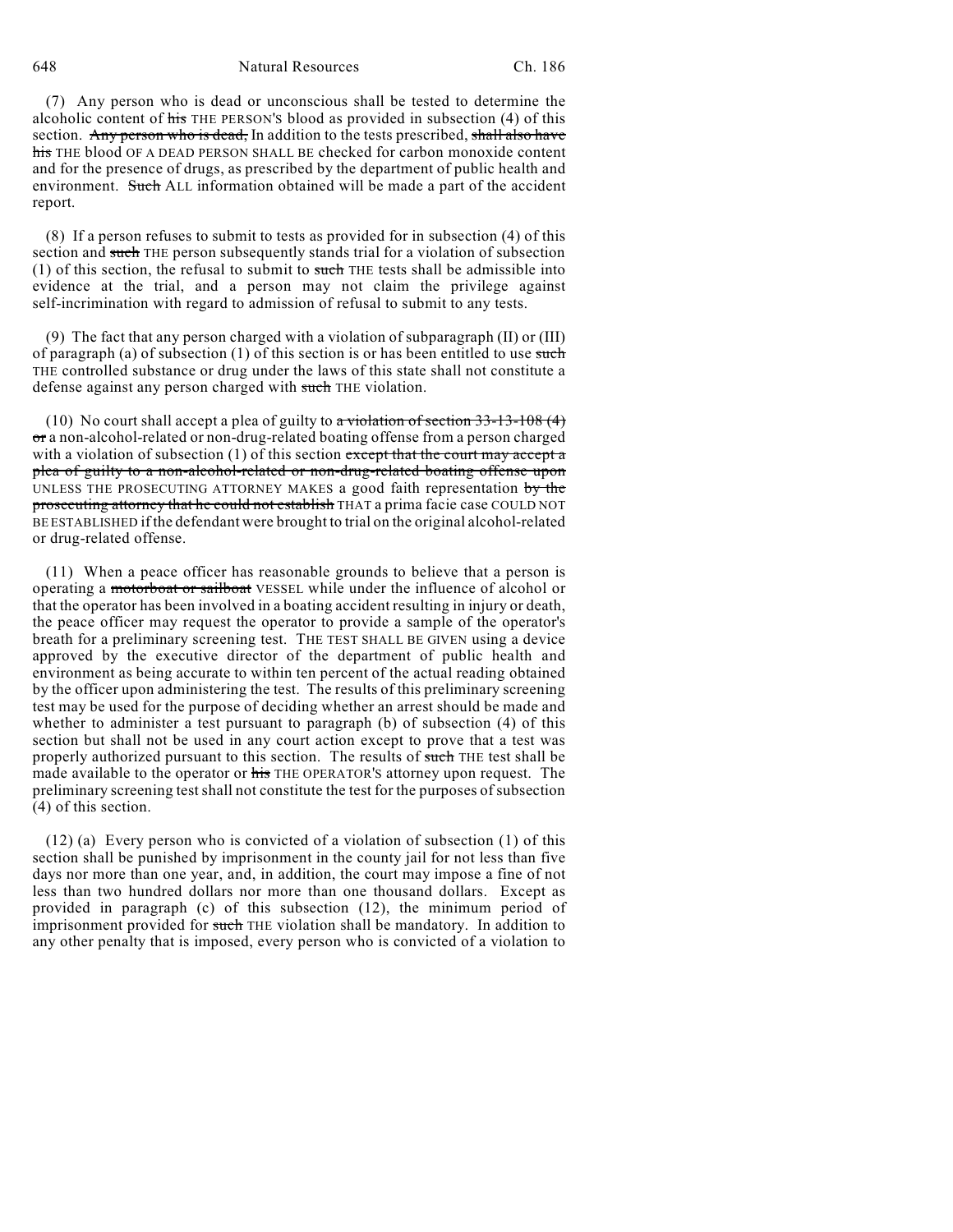(7) Any person who is dead or unconscious shall be tested to determine the alcoholic content of ~~his~~ THE PERSON'S blood as provided in subsection (4) of this section. ~~Any person who is dead,~~ In addition to the tests prescribed, ~~shall also have his~~ THE blood OF A DEAD PERSON SHALL BE checked for carbon monoxide content and for the presence of drugs, as prescribed by the department of public health and environment. ~~Such~~ ALL information obtained will be made a part of the accident report.

(8) If a person refuses to submit to tests as provided for in subsection (4) of this section and ~~such~~ THE person subsequently stands trial for a violation of subsection (1) of this section, the refusal to submit to ~~such~~ THE tests shall be admissible into evidence at the trial, and a person may not claim the privilege against self-incrimination with regard to admission of refusal to submit to any tests.

(9) The fact that any person charged with a violation of subparagraph (II) or (III) of paragraph (a) of subsection (1) of this section is or has been entitled to use ~~such~~ THE controlled substance or drug under the laws of this state shall not constitute a defense against any person charged with ~~such~~ THE violation.

(10) No court shall accept a plea of guilty to ~~a violation of section 33-13-108 (4) or~~ a non-alcohol-related or non-drug-related boating offense from a person charged with a violation of subsection (1) of this section ~~except that the court may accept a plea of guilty to a non-alcohol-related or non-drug-related boating offense upon~~ UNLESS THE PROSECUTING ATTORNEY MAKES a good faith representation ~~by the prosecuting attorney that he could not establish~~ THAT a prima facie case COULD NOT BE ESTABLISHED if the defendant were brought to trial on the original alcohol-related or drug-related offense.

(11) When a peace officer has reasonable grounds to believe that a person is operating a ~~motorboat or sailboat~~ VESSEL while under the influence of alcohol or that the operator has been involved in a boating accident resulting in injury or death, the peace officer may request the operator to provide a sample of the operator's breath for a preliminary screening test. THE TEST SHALL BE GIVEN using a device approved by the executive director of the department of public health and environment as being accurate to within ten percent of the actual reading obtained by the officer upon administering the test. The results of this preliminary screening test may be used for the purpose of deciding whether an arrest should be made and whether to administer a test pursuant to paragraph (b) of subsection (4) of this section but shall not be used in any court action except to prove that a test was properly authorized pursuant to this section. The results of ~~such~~ THE test shall be made available to the operator or ~~his~~ THE OPERATOR'S attorney upon request. The preliminary screening test shall not constitute the test for the purposes of subsection (4) of this section.

(12) (a) Every person who is convicted of a violation of subsection (1) of this section shall be punished by imprisonment in the county jail for not less than five days nor more than one year, and, in addition, the court may impose a fine of not less than two hundred dollars nor more than one thousand dollars. Except as provided in paragraph (c) of this subsection (12), the minimum period of imprisonment provided for ~~such~~ THE violation shall be mandatory. In addition to any other penalty that is imposed, every person who is convicted of a violation to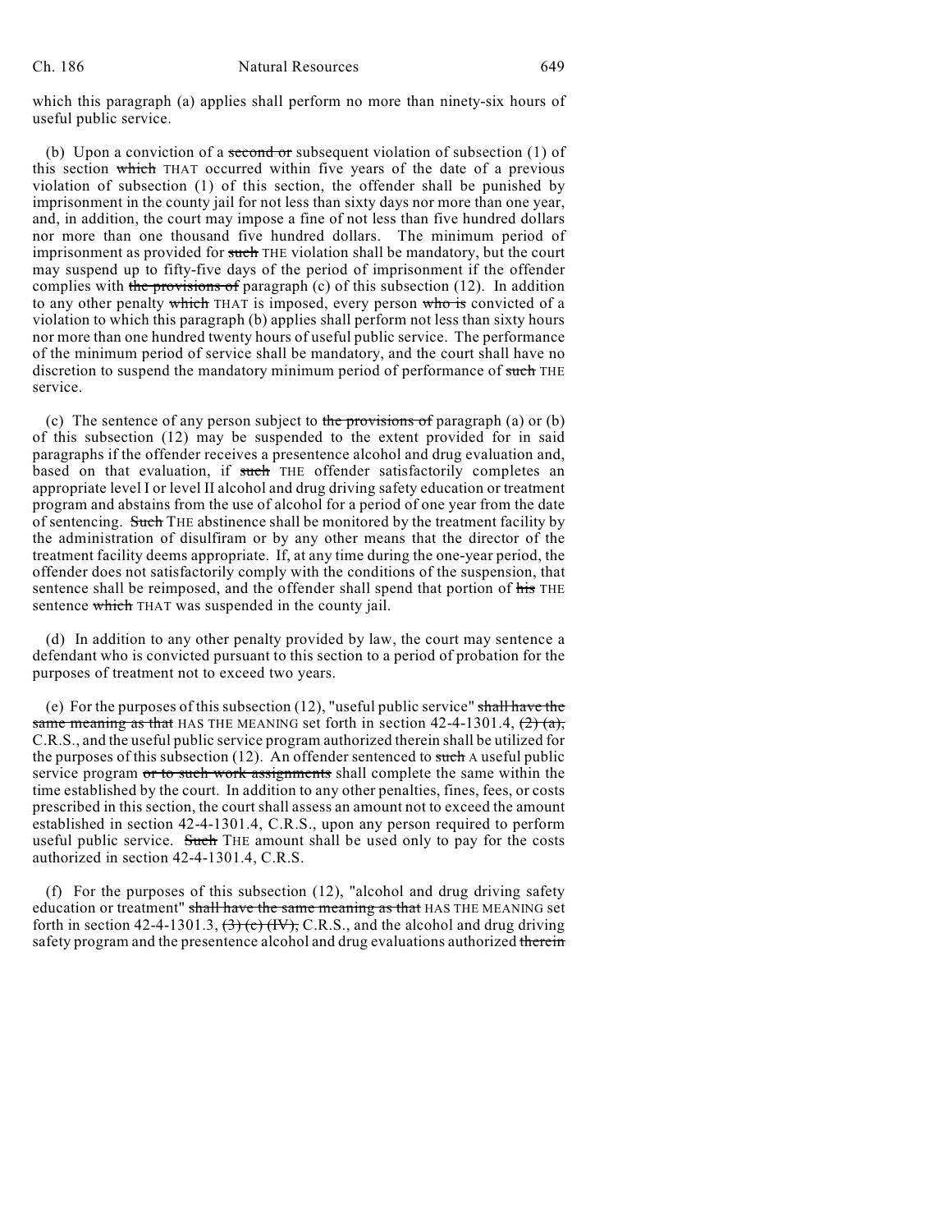which this paragraph (a) applies shall perform no more than ninety-six hours of useful public service.

(b) Upon a conviction of a ~~second or~~ subsequent violation of subsection (1) of this section ~~which~~ THAT occurred within five years of the date of a previous violation of subsection (1) of this section, the offender shall be punished by imprisonment in the county jail for not less than sixty days nor more than one year, and, in addition, the court may impose a fine of not less than five hundred dollars nor more than one thousand five hundred dollars. The minimum period of imprisonment as provided for ~~such~~ THE violation shall be mandatory, but the court may suspend up to fifty-five days of the period of imprisonment if the offender complies with ~~the provisions of~~ paragraph (c) of this subsection (12). In addition to any other penalty ~~which~~ THAT is imposed, every person ~~who is~~ convicted of a violation to which this paragraph (b) applies shall perform not less than sixty hours nor more than one hundred twenty hours of useful public service. The performance of the minimum period of service shall be mandatory, and the court shall have no discretion to suspend the mandatory minimum period of performance of ~~such~~ THE service.

(c) The sentence of any person subject to ~~the provisions of~~ paragraph (a) or (b) of this subsection (12) may be suspended to the extent provided for in said paragraphs if the offender receives a presentence alcohol and drug evaluation and, based on that evaluation, if ~~such~~ THE offender satisfactorily completes an appropriate level I or level II alcohol and drug driving safety education or treatment program and abstains from the use of alcohol for a period of one year from the date of sentencing. ~~Such~~ THE abstinence shall be monitored by the treatment facility by the administration of disulfiram or by any other means that the director of the treatment facility deems appropriate. If, at any time during the one-year period, the offender does not satisfactorily comply with the conditions of the suspension, that sentence shall be reimposed, and the offender shall spend that portion of ~~his~~ THE sentence ~~which~~ THAT was suspended in the county jail.

(d) In addition to any other penalty provided by law, the court may sentence a defendant who is convicted pursuant to this section to a period of probation for the purposes of treatment not to exceed two years.

(e) For the purposes of this subsection (12), "useful public service" ~~shall have the same meaning as that~~ HAS THE MEANING set forth in section 42-4-1301.4, ~~(2) (a),~~ C.R.S., and the useful public service program authorized therein shall be utilized for the purposes of this subsection (12). An offender sentenced to ~~such~~ A useful public service program ~~or to such work assignments~~ shall complete the same within the time established by the court. In addition to any other penalties, fines, fees, or costs prescribed in this section, the court shall assess an amount not to exceed the amount established in section 42-4-1301.4, C.R.S., upon any person required to perform useful public service. ~~Such~~ THE amount shall be used only to pay for the costs authorized in section 42-4-1301.4, C.R.S.

(f) For the purposes of this subsection (12), "alcohol and drug driving safety education or treatment" ~~shall have the same meaning as that~~ HAS THE MEANING set forth in section 42-4-1301.3, ~~(3) (c) (IV),~~ C.R.S., and the alcohol and drug driving safety program and the presentence alcohol and drug evaluations authorized ~~therein~~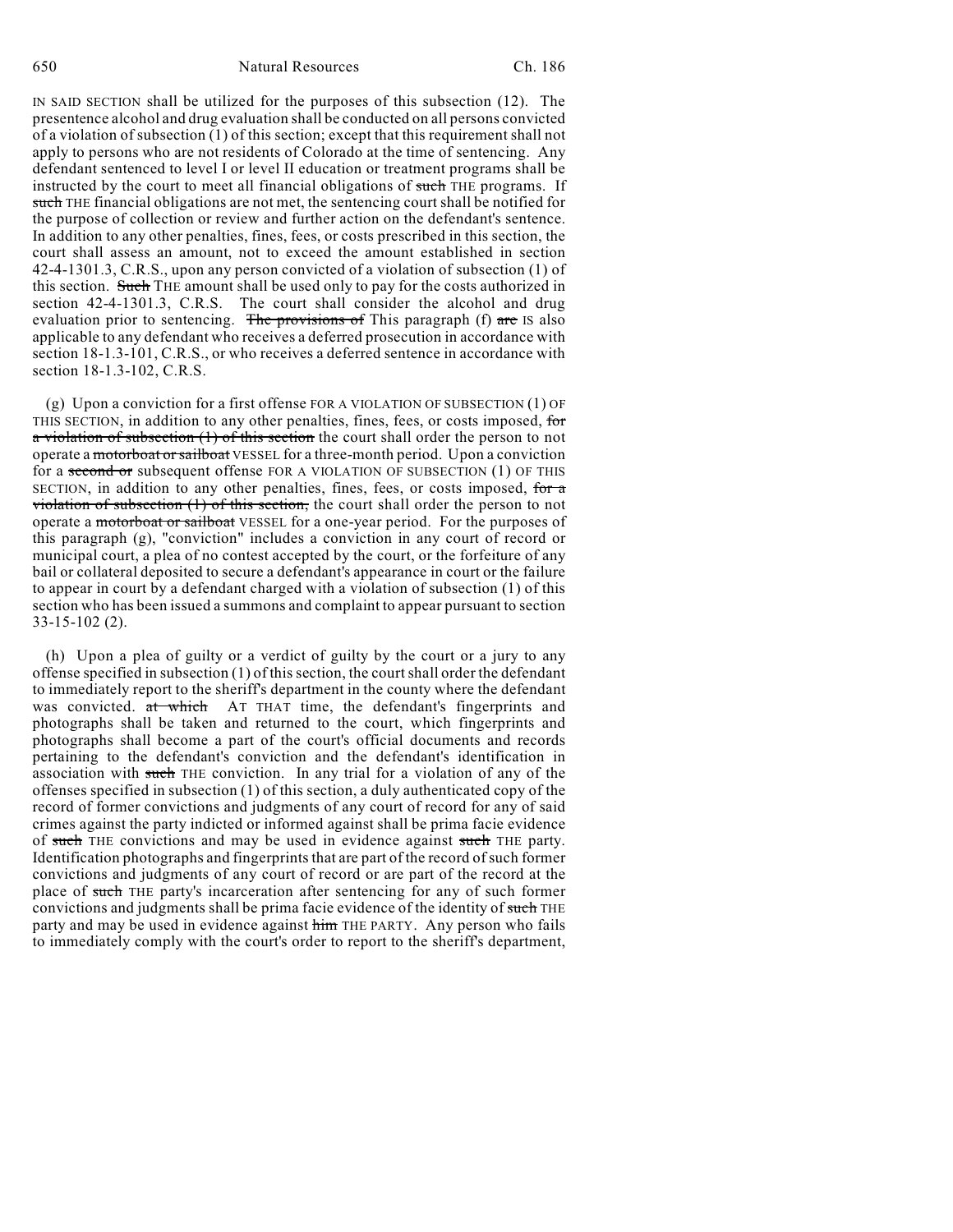IN SAID SECTION shall be utilized for the purposes of this subsection (12). The presentence alcohol and drug evaluation shall be conducted on all persons convicted of a violation of subsection (1) of this section; except that this requirement shall not apply to persons who are not residents of Colorado at the time of sentencing. Any defendant sentenced to level I or level II education or treatment programs shall be instructed by the court to meet all financial obligations of ~~such~~ THE programs. If ~~such~~ THE financial obligations are not met, the sentencing court shall be notified for the purpose of collection or review and further action on the defendant's sentence. In addition to any other penalties, fines, fees, or costs prescribed in this section, the court shall assess an amount, not to exceed the amount established in section 42-4-1301.3, C.R.S., upon any person convicted of a violation of subsection (1) of this section. ~~Such~~ THE amount shall be used only to pay for the costs authorized in section 42-4-1301.3, C.R.S. The court shall consider the alcohol and drug evaluation prior to sentencing. ~~The provisions of~~ This paragraph (f) ~~are~~ IS also applicable to any defendant who receives a deferred prosecution in accordance with section 18-1.3-101, C.R.S., or who receives a deferred sentence in accordance with section 18-1.3-102, C.R.S.

(g) Upon a conviction for a first offense FOR A VIOLATION OF SUBSECTION (1) OF THIS SECTION, in addition to any other penalties, fines, fees, or costs imposed, ~~for a violation of subsection (1) of this section~~ the court shall order the person to not operate a ~~motorboat or sailboat~~ VESSEL for a three-month period. Upon a conviction for a ~~second or~~ subsequent offense FOR A VIOLATION OF SUBSECTION (1) OF THIS SECTION, in addition to any other penalties, fines, fees, or costs imposed, ~~for a violation of subsection (1) of this section,~~ the court shall order the person to not operate a ~~motorboat or sailboat~~ VESSEL for a one-year period. For the purposes of this paragraph (g), "conviction" includes a conviction in any court of record or municipal court, a plea of no contest accepted by the court, or the forfeiture of any bail or collateral deposited to secure a defendant's appearance in court or the failure to appear in court by a defendant charged with a violation of subsection (1) of this section who has been issued a summons and complaint to appear pursuant to section 33-15-102 (2).

(h) Upon a plea of guilty or a verdict of guilty by the court or a jury to any offense specified in subsection (1) of this section, the court shall order the defendant to immediately report to the sheriff's department in the county where the defendant was convicted. ~~at which~~ AT THAT time, the defendant's fingerprints and photographs shall be taken and returned to the court, which fingerprints and photographs shall become a part of the court's official documents and records pertaining to the defendant's conviction and the defendant's identification in association with ~~such~~ THE conviction. In any trial for a violation of any of the offenses specified in subsection (1) of this section, a duly authenticated copy of the record of former convictions and judgments of any court of record for any of said crimes against the party indicted or informed against shall be prima facie evidence of ~~such~~ THE convictions and may be used in evidence against ~~such~~ THE party. Identification photographs and fingerprints that are part of the record of such former convictions and judgments of any court of record or are part of the record at the place of ~~such~~ THE party's incarceration after sentencing for any of such former convictions and judgments shall be prima facie evidence of the identity of ~~such~~ THE party and may be used in evidence against ~~him~~ THE PARTY. Any person who fails to immediately comply with the court's order to report to the sheriff's department,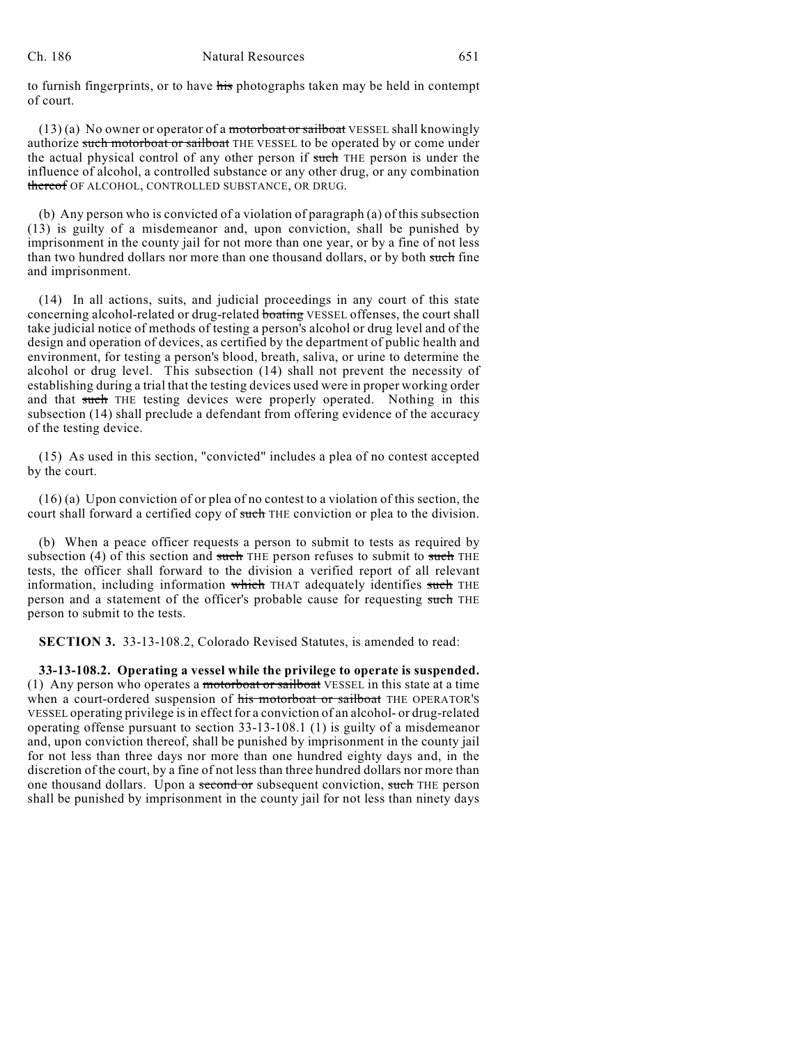to furnish fingerprints, or to have ~~his~~ photographs taken may be held in contempt of court.

(13) (a) No owner or operator of a ~~motorboat or sailboat~~ VESSEL shall knowingly authorize ~~such motorboat or sailboat~~ THE VESSEL to be operated by or come under the actual physical control of any other person if ~~such~~ THE person is under the influence of alcohol, a controlled substance or any other drug, or any combination ~~thereof~~ OF ALCOHOL, CONTROLLED SUBSTANCE, OR DRUG.

(b) Any person who is convicted of a violation of paragraph (a) of this subsection (13) is guilty of a misdemeanor and, upon conviction, shall be punished by imprisonment in the county jail for not more than one year, or by a fine of not less than two hundred dollars nor more than one thousand dollars, or by both ~~such~~ fine and imprisonment.

(14) In all actions, suits, and judicial proceedings in any court of this state concerning alcohol-related or drug-related ~~boating~~ VESSEL offenses, the court shall take judicial notice of methods of testing a person's alcohol or drug level and of the design and operation of devices, as certified by the department of public health and environment, for testing a person's blood, breath, saliva, or urine to determine the alcohol or drug level. This subsection (14) shall not prevent the necessity of establishing during a trial that the testing devices used were in proper working order and that ~~such~~ THE testing devices were properly operated. Nothing in this subsection (14) shall preclude a defendant from offering evidence of the accuracy of the testing device.

(15) As used in this section, "convicted" includes a plea of no contest accepted by the court.

(16) (a) Upon conviction of or plea of no contest to a violation of this section, the court shall forward a certified copy of ~~such~~ THE conviction or plea to the division.

(b) When a peace officer requests a person to submit to tests as required by subsection (4) of this section and ~~such~~ THE person refuses to submit to ~~such~~ THE tests, the officer shall forward to the division a verified report of all relevant information, including information ~~which~~ THAT adequately identifies ~~such~~ THE person and a statement of the officer's probable cause for requesting ~~such~~ THE person to submit to the tests.

**SECTION 3.** 33-13-108.2, Colorado Revised Statutes, is amended to read:

**33-13-108.2. Operating a vessel while the privilege to operate is suspended.** (1) Any person who operates a ~~motorboat or sailboat~~ VESSEL in this state at a time when a court-ordered suspension of ~~his motorboat or sailboat~~ THE OPERATOR'S VESSEL operating privilege is in effect for a conviction of an alcohol- or drug-related operating offense pursuant to section 33-13-108.1 (1) is guilty of a misdemeanor and, upon conviction thereof, shall be punished by imprisonment in the county jail for not less than three days nor more than one hundred eighty days and, in the discretion of the court, by a fine of not less than three hundred dollars nor more than one thousand dollars. Upon a ~~second or~~ subsequent conviction, ~~such~~ THE person shall be punished by imprisonment in the county jail for not less than ninety days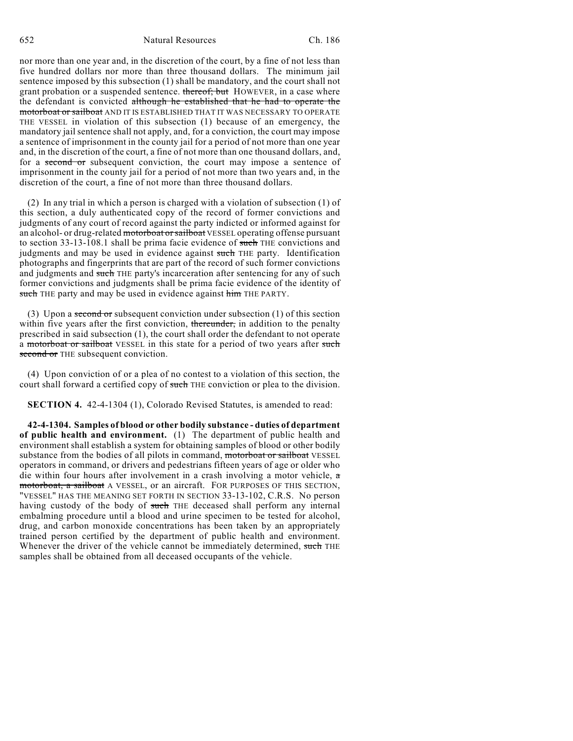nor more than one year and, in the discretion of the court, by a fine of not less than five hundred dollars nor more than three thousand dollars. The minimum jail sentence imposed by this subsection (1) shall be mandatory, and the court shall not grant probation or a suspended sentence. ~~thereof; but~~ HOWEVER, in a case where the defendant is convicted ~~although he established that he had to operate the motorboat or sailboat~~ AND IT IS ESTABLISHED THAT IT WAS NECESSARY TO OPERATE THE VESSEL in violation of this subsection (1) because of an emergency, the mandatory jail sentence shall not apply, and, for a conviction, the court may impose a sentence of imprisonment in the county jail for a period of not more than one year and, in the discretion of the court, a fine of not more than one thousand dollars, and, for a ~~second or~~ subsequent conviction, the court may impose a sentence of imprisonment in the county jail for a period of not more than two years and, in the discretion of the court, a fine of not more than three thousand dollars.

(2) In any trial in which a person is charged with a violation of subsection (1) of this section, a duly authenticated copy of the record of former convictions and judgments of any court of record against the party indicted or informed against for an alcohol- or drug-related ~~motorboat or sailboat~~ VESSEL operating offense pursuant to section 33-13-108.1 shall be prima facie evidence of ~~such~~ THE convictions and judgments and may be used in evidence against ~~such~~ THE party. Identification photographs and fingerprints that are part of the record of such former convictions and judgments and ~~such~~ THE party's incarceration after sentencing for any of such former convictions and judgments shall be prima facie evidence of the identity of ~~such~~ THE party and may be used in evidence against ~~him~~ THE PARTY.

(3) Upon a ~~second or~~ subsequent conviction under subsection (1) of this section within five years after the first conviction, ~~thereunder,~~ in addition to the penalty prescribed in said subsection (1), the court shall order the defendant to not operate a ~~motorboat or sailboat~~ VESSEL in this state for a period of two years after ~~such second or~~ THE subsequent conviction.

(4) Upon conviction of or a plea of no contest to a violation of this section, the court shall forward a certified copy of ~~such~~ THE conviction or plea to the division.

**SECTION 4.** 42-4-1304 (1), Colorado Revised Statutes, is amended to read:

**42-4-1304. Samples of blood or other bodily substance - duties of department of public health and environment.** (1) The department of public health and environment shall establish a system for obtaining samples of blood or other bodily substance from the bodies of all pilots in command, ~~motorboat or sailboat~~ VESSEL operators in command, or drivers and pedestrians fifteen years of age or older who die within four hours after involvement in a crash involving a motor vehicle, ~~a motorboat, a sailboat~~ A VESSEL, or an aircraft. FOR PURPOSES OF THIS SECTION, "VESSEL" HAS THE MEANING SET FORTH IN SECTION 33-13-102, C.R.S. No person having custody of the body of ~~such~~ THE deceased shall perform any internal embalming procedure until a blood and urine specimen to be tested for alcohol, drug, and carbon monoxide concentrations has been taken by an appropriately trained person certified by the department of public health and environment. Whenever the driver of the vehicle cannot be immediately determined, ~~such~~ THE samples shall be obtained from all deceased occupants of the vehicle.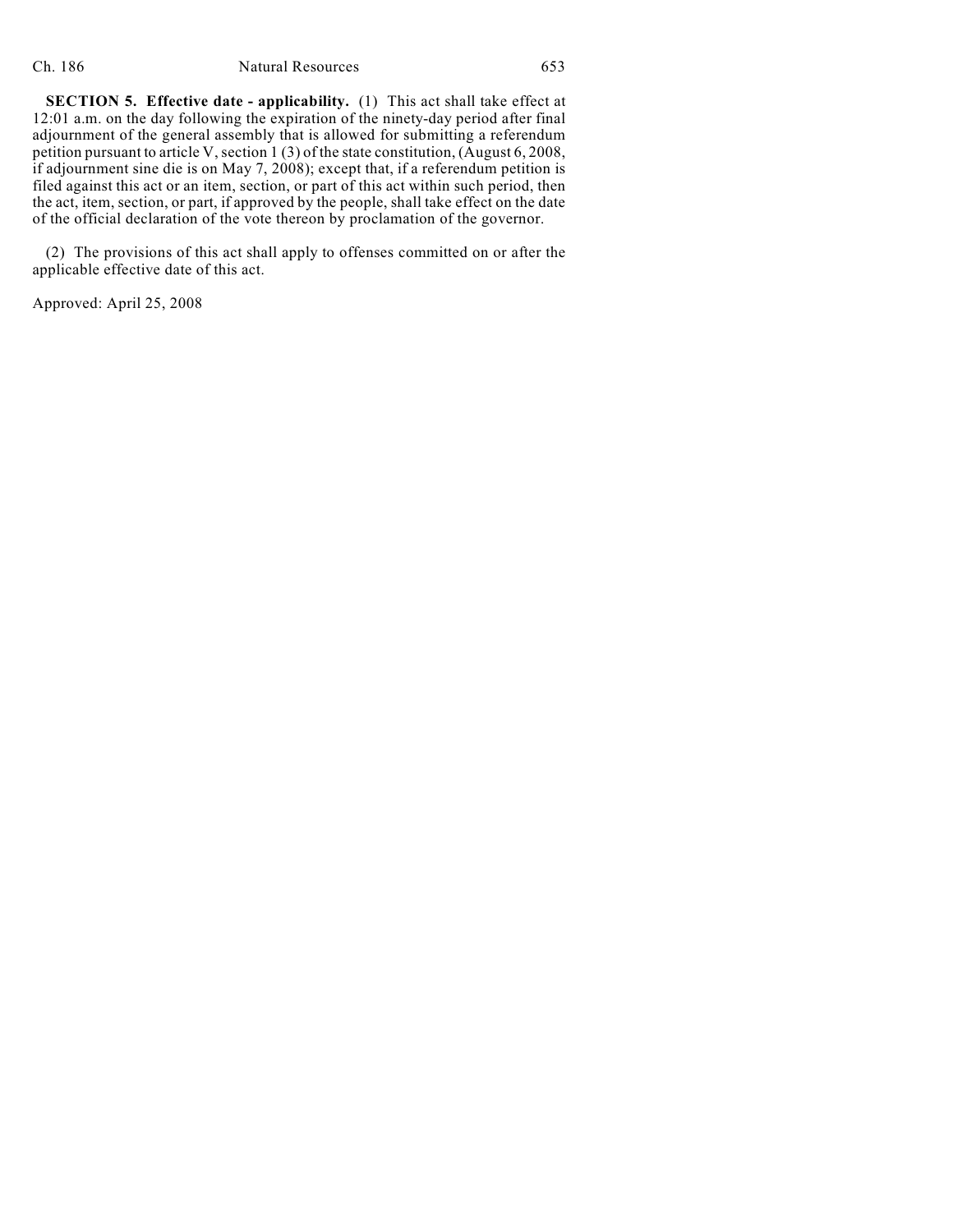**SECTION 5. Effective date - applicability.** (1) This act shall take effect at 12:01 a.m. on the day following the expiration of the ninety-day period after final adjournment of the general assembly that is allowed for submitting a referendum petition pursuant to article V, section 1 (3) of the state constitution, (August 6, 2008, if adjournment sine die is on May 7, 2008); except that, if a referendum petition is filed against this act or an item, section, or part of this act within such period, then the act, item, section, or part, if approved by the people, shall take effect on the date of the official declaration of the vote thereon by proclamation of the governor.

(2) The provisions of this act shall apply to offenses committed on or after the applicable effective date of this act.

Approved: April 25, 2008